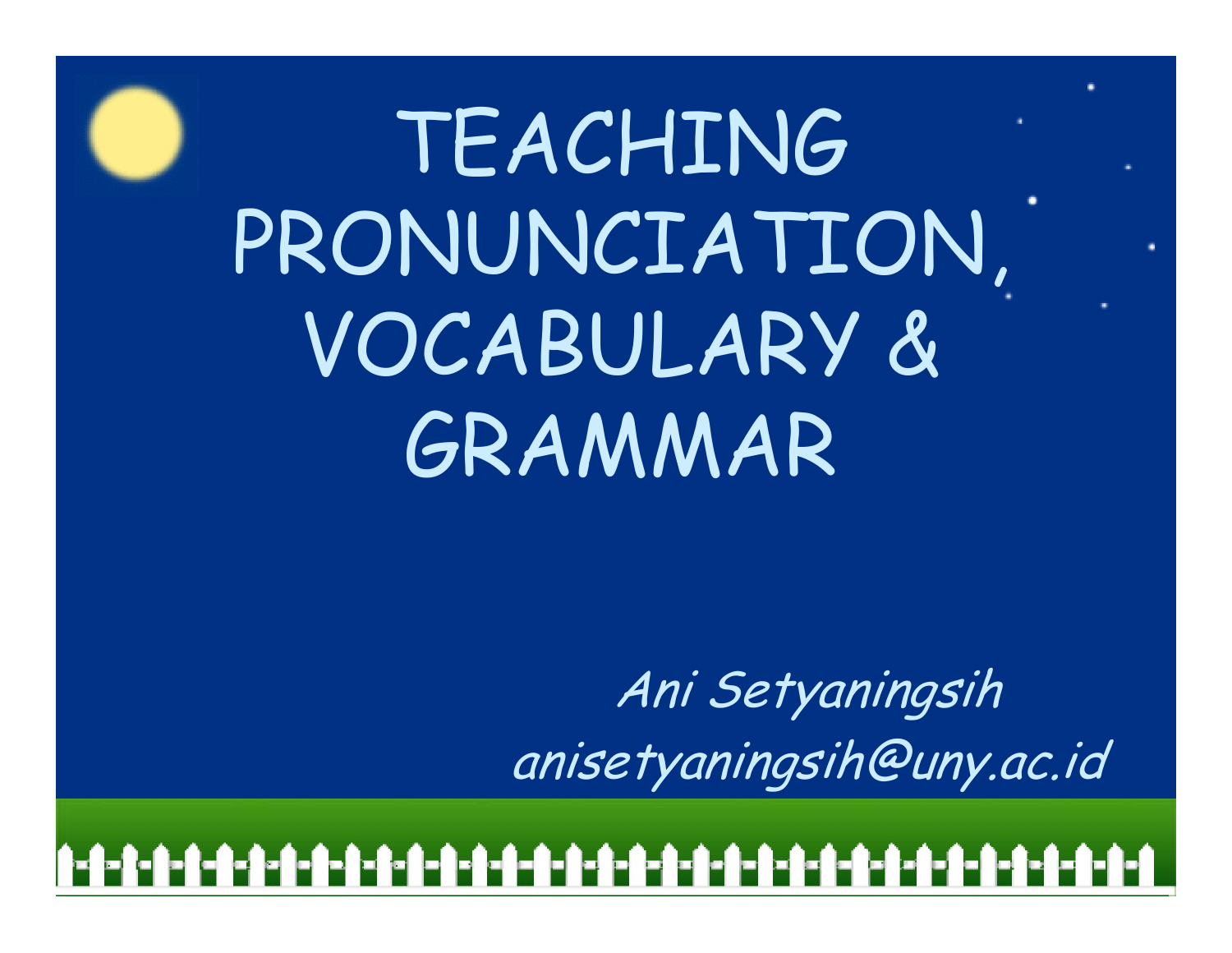# TEACHING PRONUNCIATION, VOCABULARY & GRAMMAR

*Ani Setyaningsih*

*anisetyaningsih@uny.ac.id*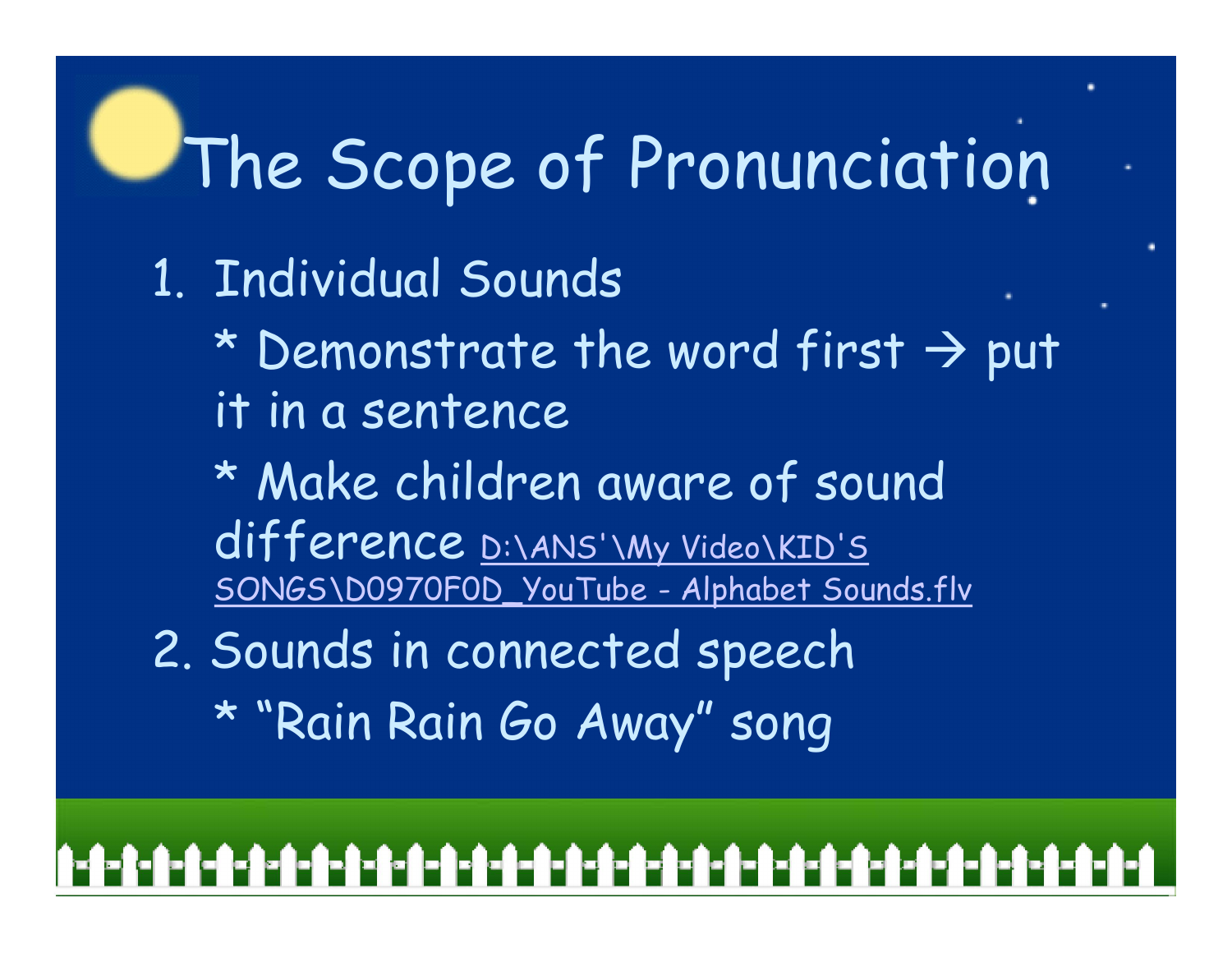# The Scope of Pronunciation

1. Individual Sounds

   * Demonstrate the word first → put it in a sentence

   * Make children aware of sound difference D:\ANS'\My Video\KID'S SONGS\D0970F0D_YouTube - Alphabet Sounds.flv

2. Sounds in connected speech

   * "Rain Rain Go Away" song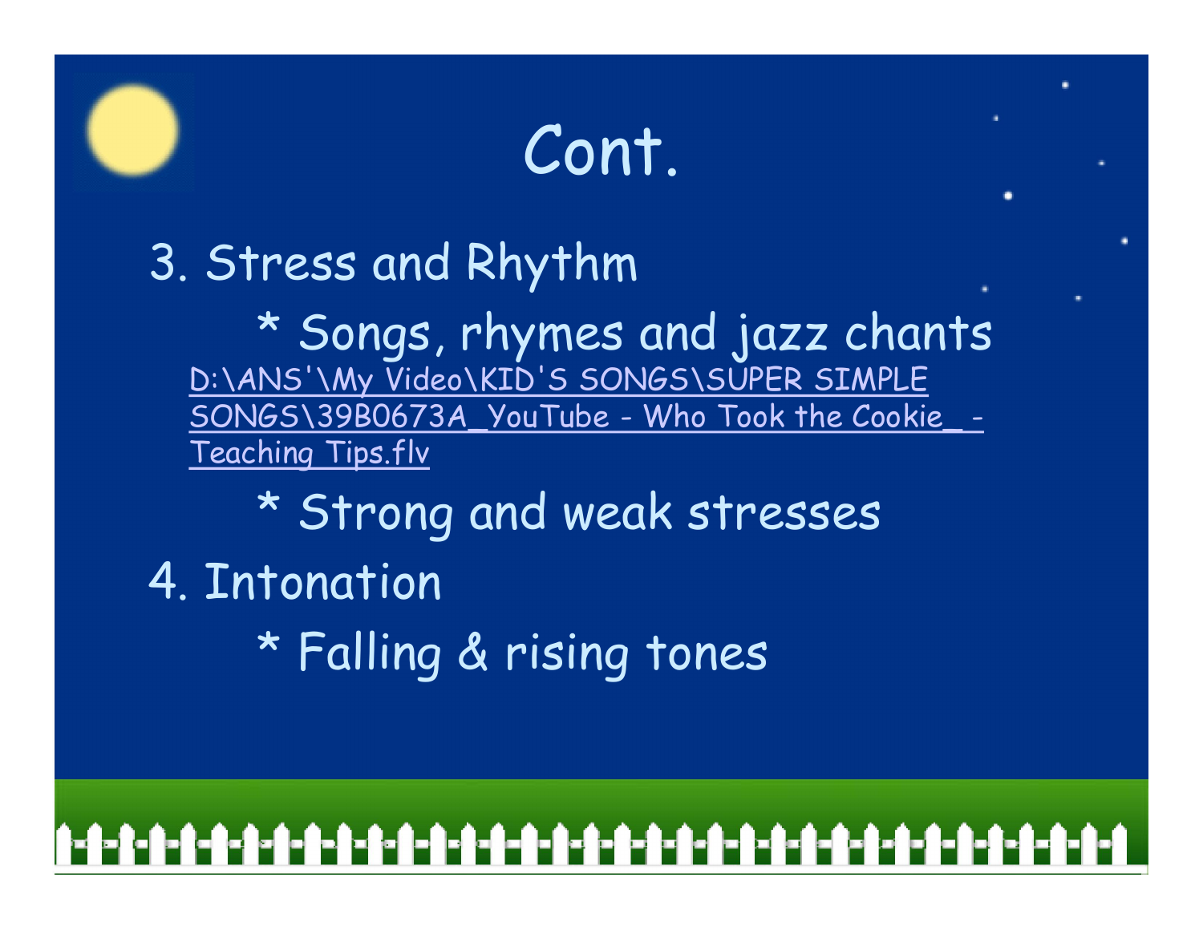# Cont.

3. Stress and Rhythm

    * Songs, rhymes and jazz chants

    D:\ANS'\My Video\KID'S SONGS\SUPER SIMPLE SONGS\39B0673A_YouTube - Who Took the Cookie_ - Teaching Tips.flv

    * Strong and weak stresses

4. Intonation

    * Falling & rising tones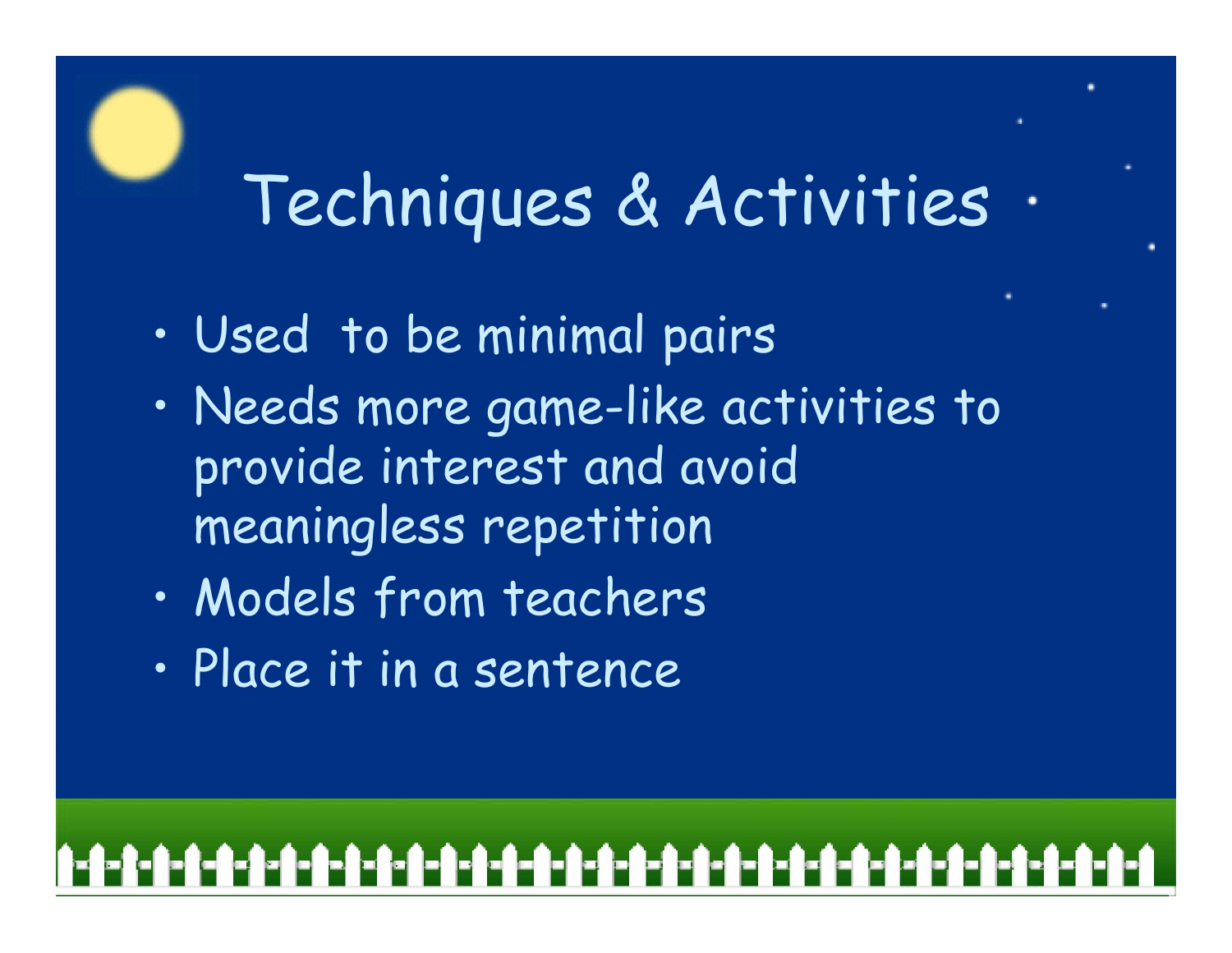# Techniques & Activities

- Used  to be minimal pairs
- Needs more game-like activities to provide interest and avoid meaningless repetition
- Models from teachers
- Place it in a sentence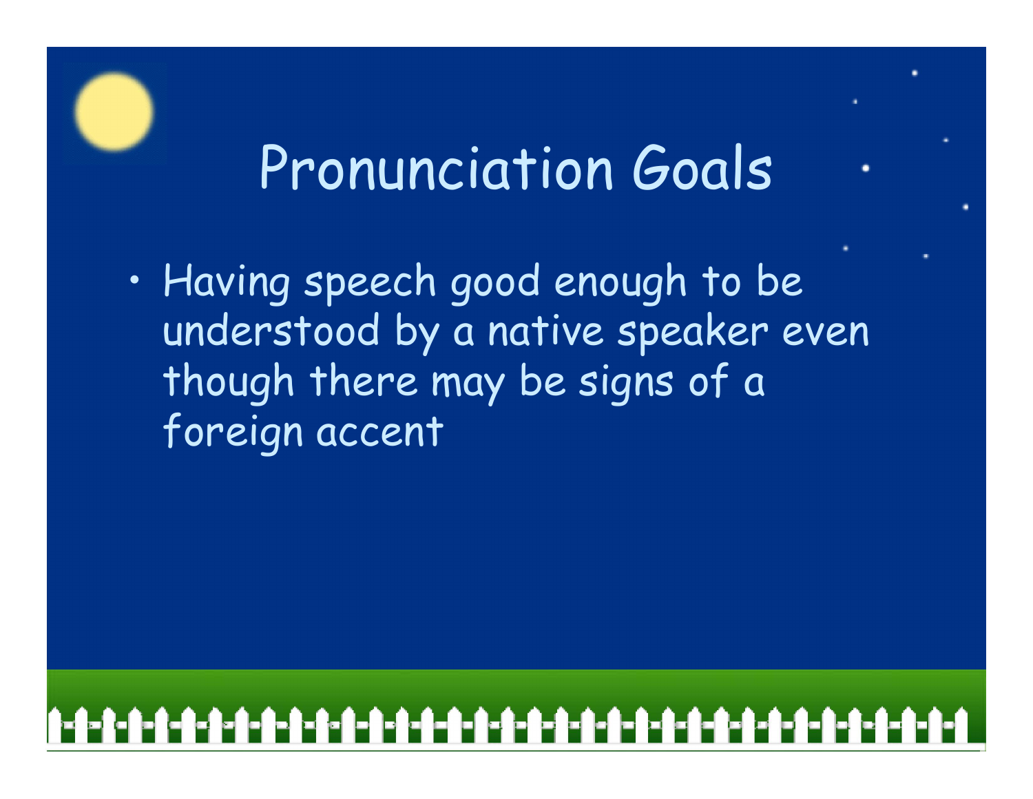# Pronunciation Goals

- Having speech good enough to be understood by a native speaker even though there may be signs of a foreign accent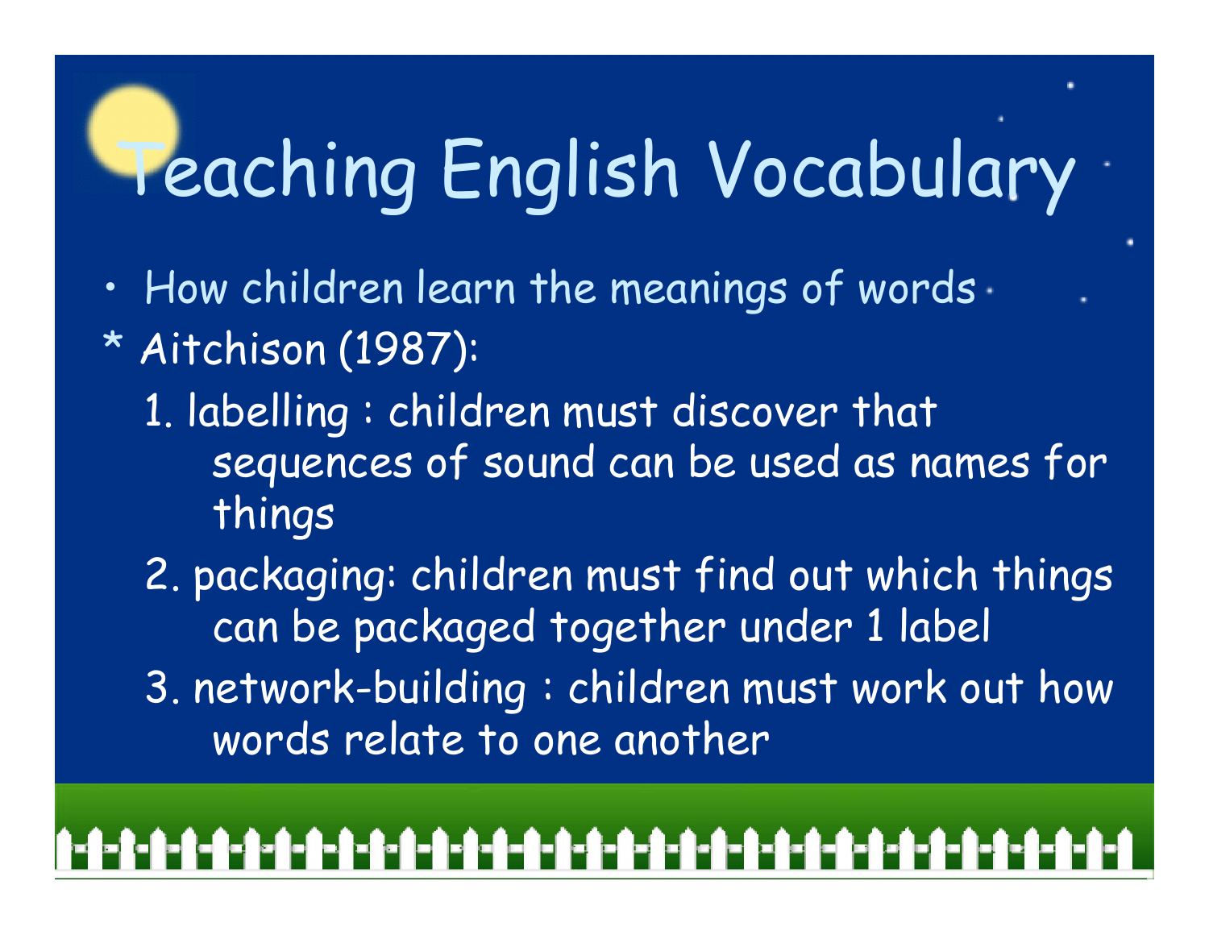# Teaching English Vocabulary

- How children learn the meanings of words

* Aitchison (1987):
  1. labelling : children must discover that sequences of sound can be used as names for things
  2. packaging: children must find out which things can be packaged together under 1 label
  3. network-building : children must work out how words relate to one another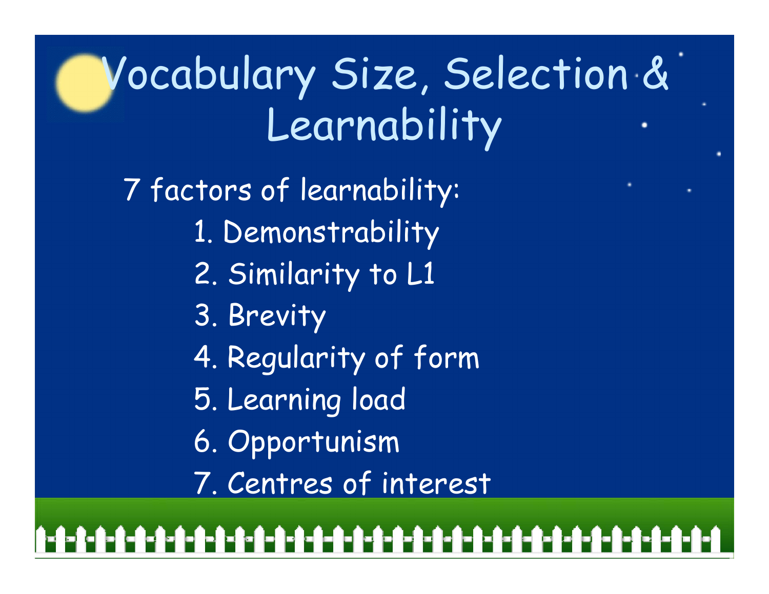# Vocabulary Size, Selection & Learnability

7 factors of learnability:

1. Demonstrability
2. Similarity to L1
3. Brevity
4. Regularity of form
5. Learning load
6. Opportunism
7. Centres of interest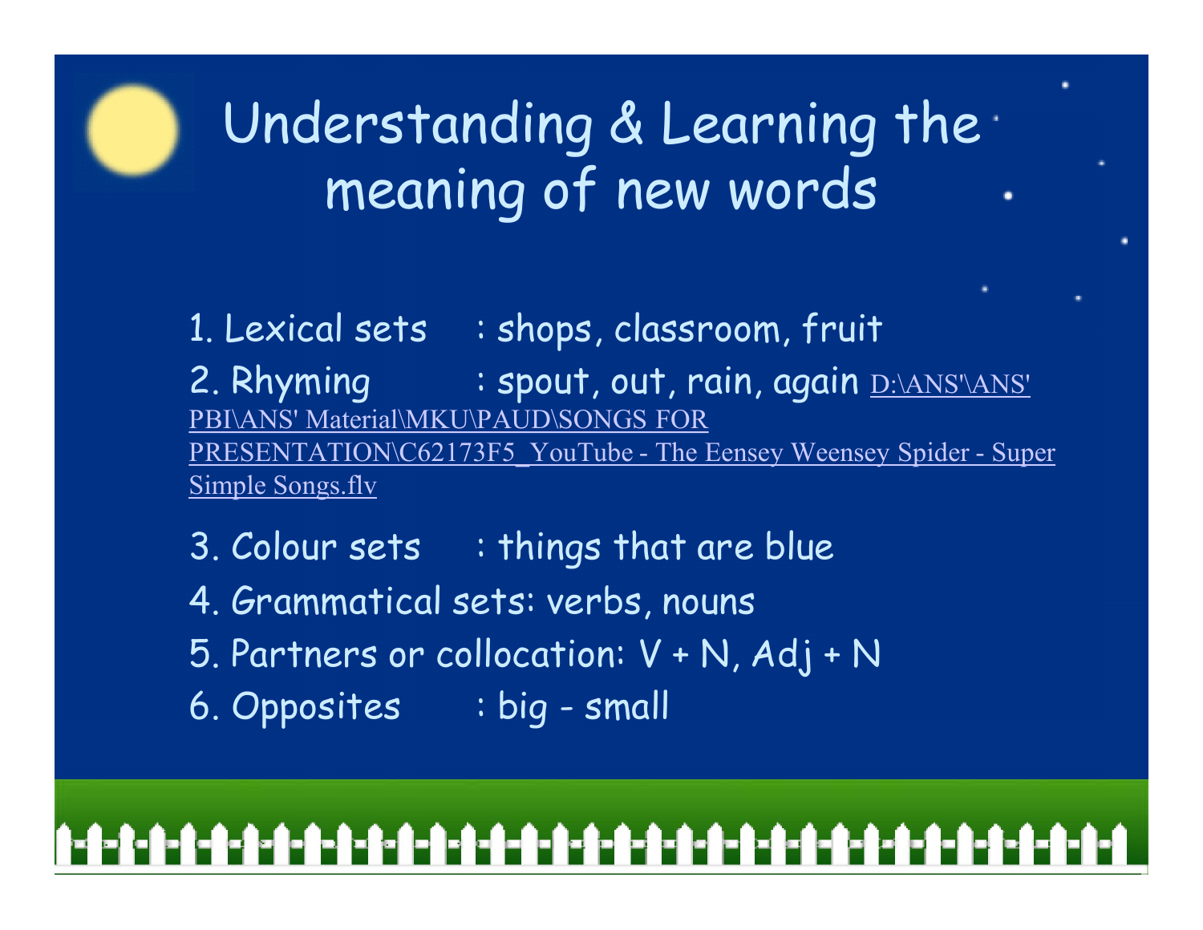# Understanding & Learning the meaning of new words

1. Lexical sets : shops, classroom, fruit
2. Rhyming : spout, out, rain, again D:\ANS'\ANS' PBI\ANS' Material\MKU\PAUD\SONGS FOR PRESENTATION\C62173F5_YouTube - The Eensey Weensey Spider - Super Simple Songs.flv
3. Colour sets : things that are blue
4. Grammatical sets: verbs, nouns
5. Partners or collocation: V + N, Adj + N
6. Opposites : big - small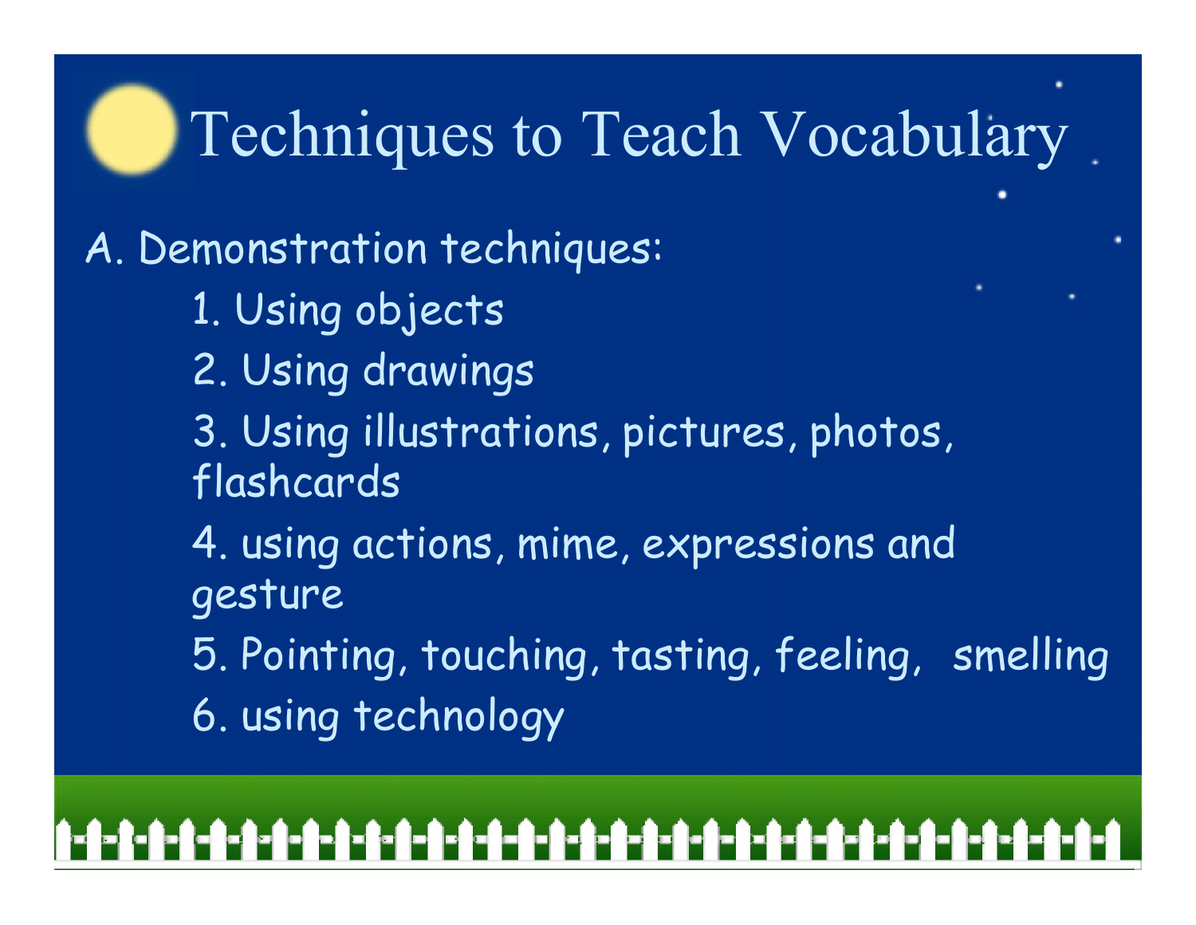# Techniques to Teach Vocabulary

A. Demonstration techniques:

1. Using objects
2. Using drawings
3. Using illustrations, pictures, photos, flashcards
4. using actions, mime, expressions and gesture
5. Pointing, touching, tasting, feeling, smelling
6. using technology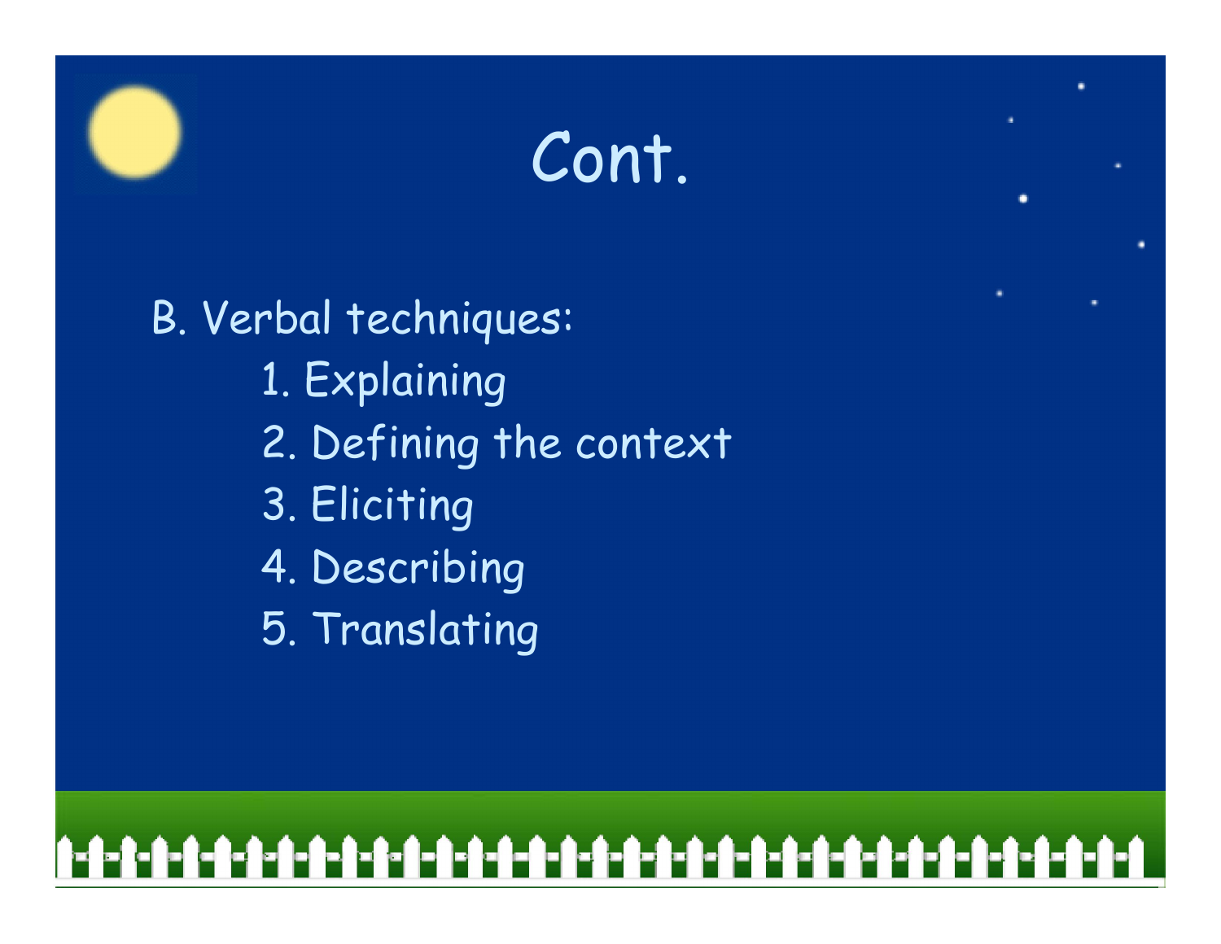# Cont.

B. Verbal techniques:

1. Explaining
2. Defining the context
3. Eliciting
4. Describing
5. Translating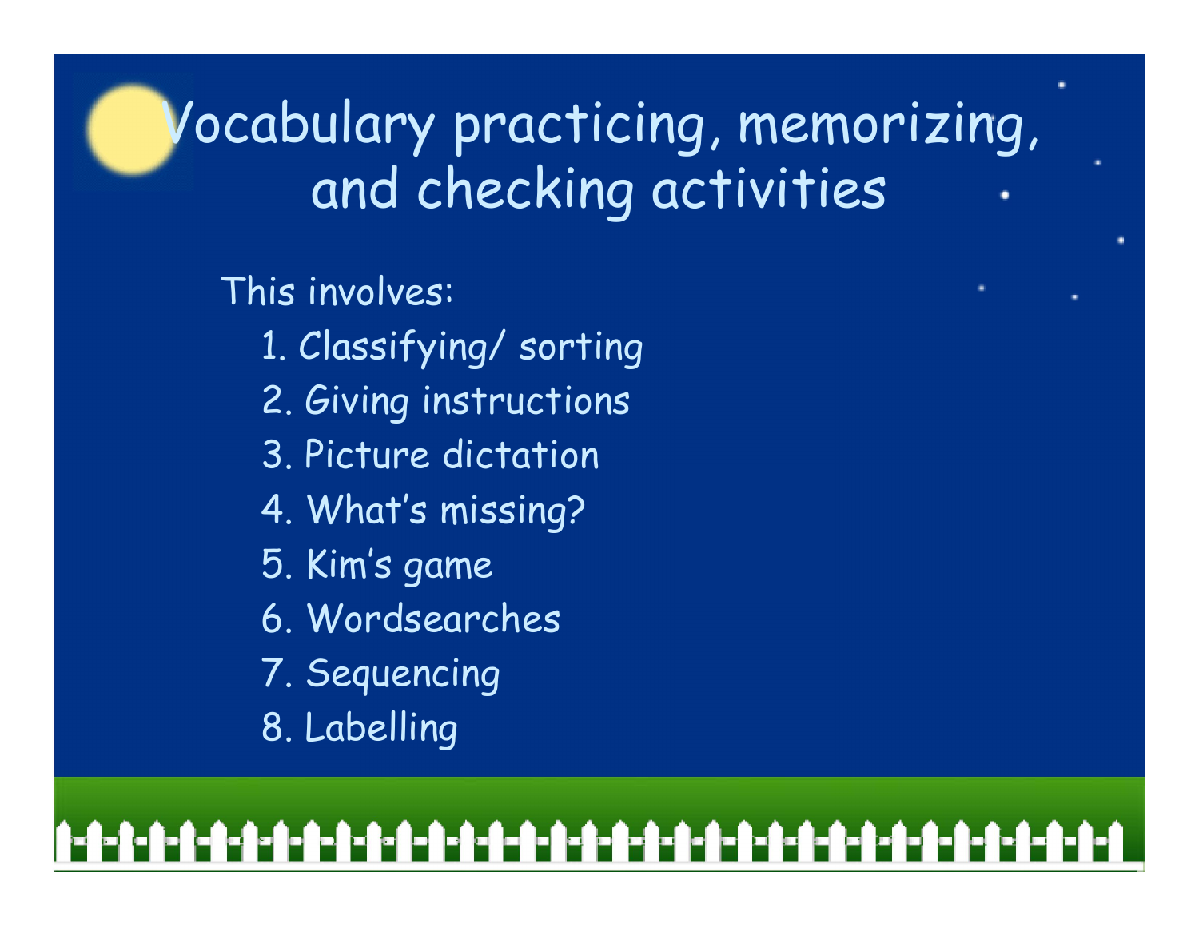# Vocabulary practicing, memorizing, and checking activities

This involves:

1. Classifying/ sorting
2. Giving instructions
3. Picture dictation
4. What's missing?
5. Kim's game
6. Wordsearches
7. Sequencing
8. Labelling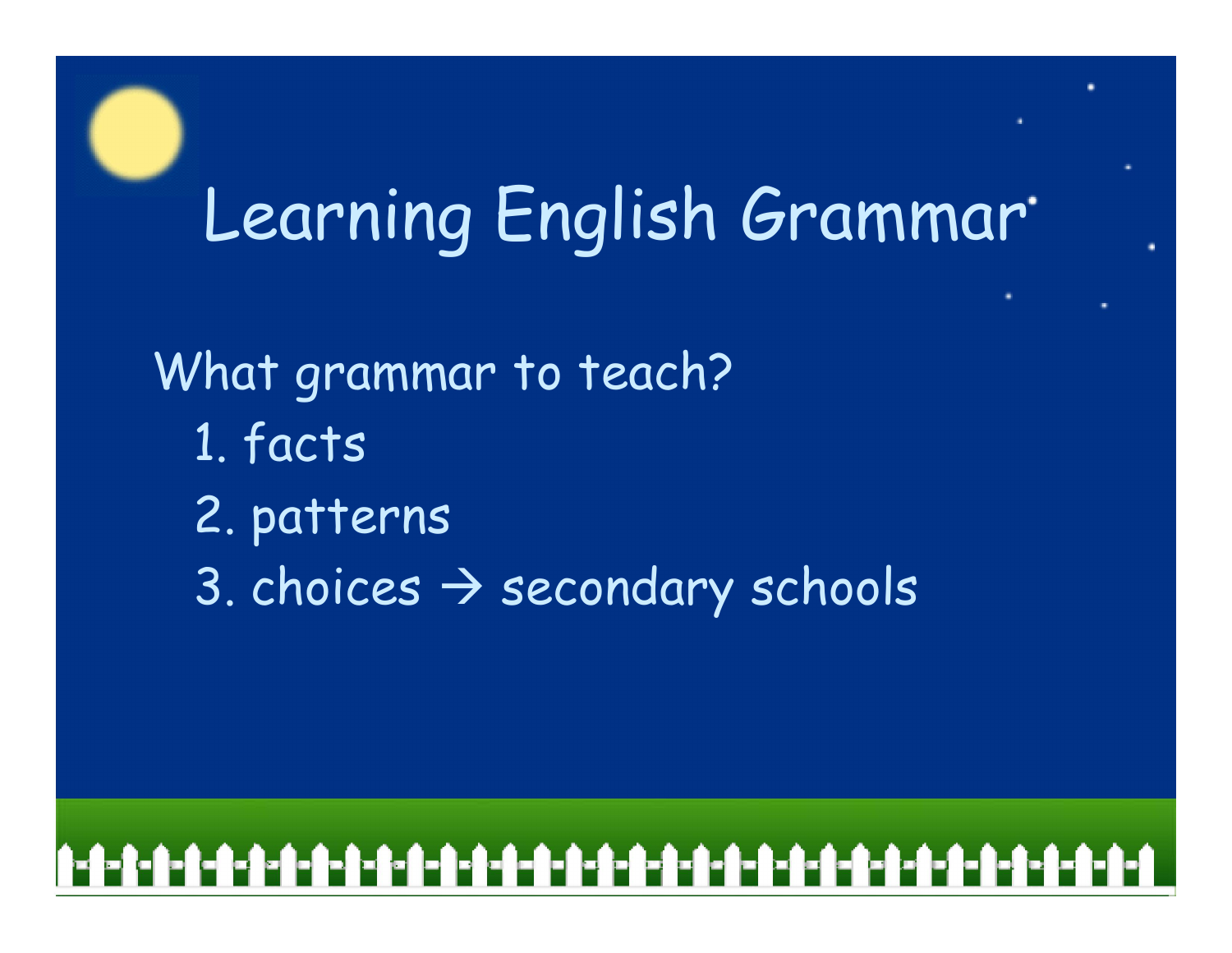# Learning English Grammar

What grammar to teach?

1. facts
2. patterns
3. choices → secondary schools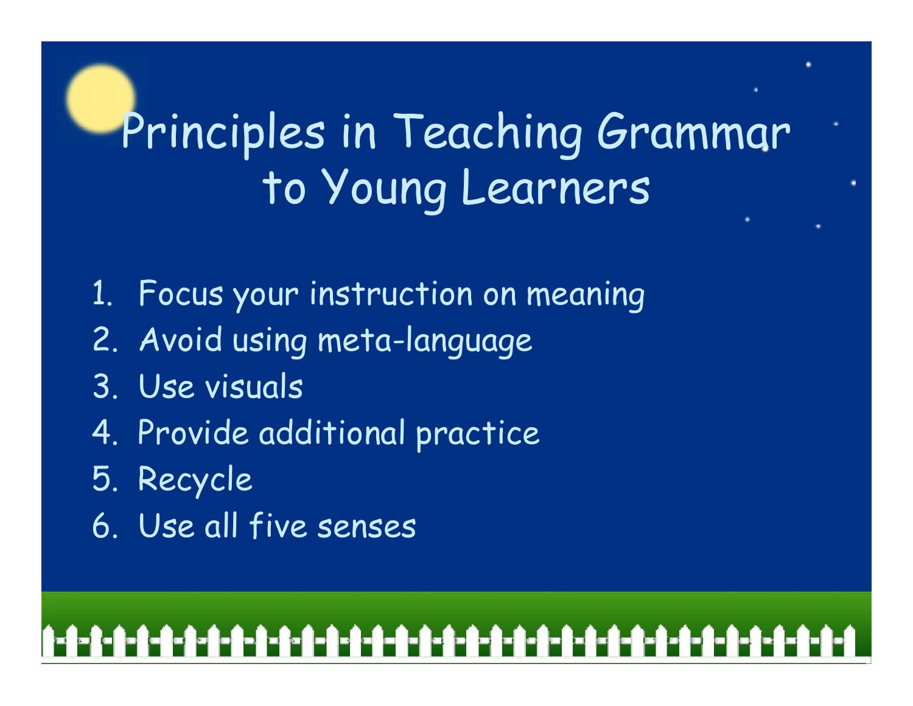# Principles in Teaching Grammar to Young Learners

1. Focus your instruction on meaning
2. Avoid using meta-language
3. Use visuals
4. Provide additional practice
5. Recycle
6. Use all five senses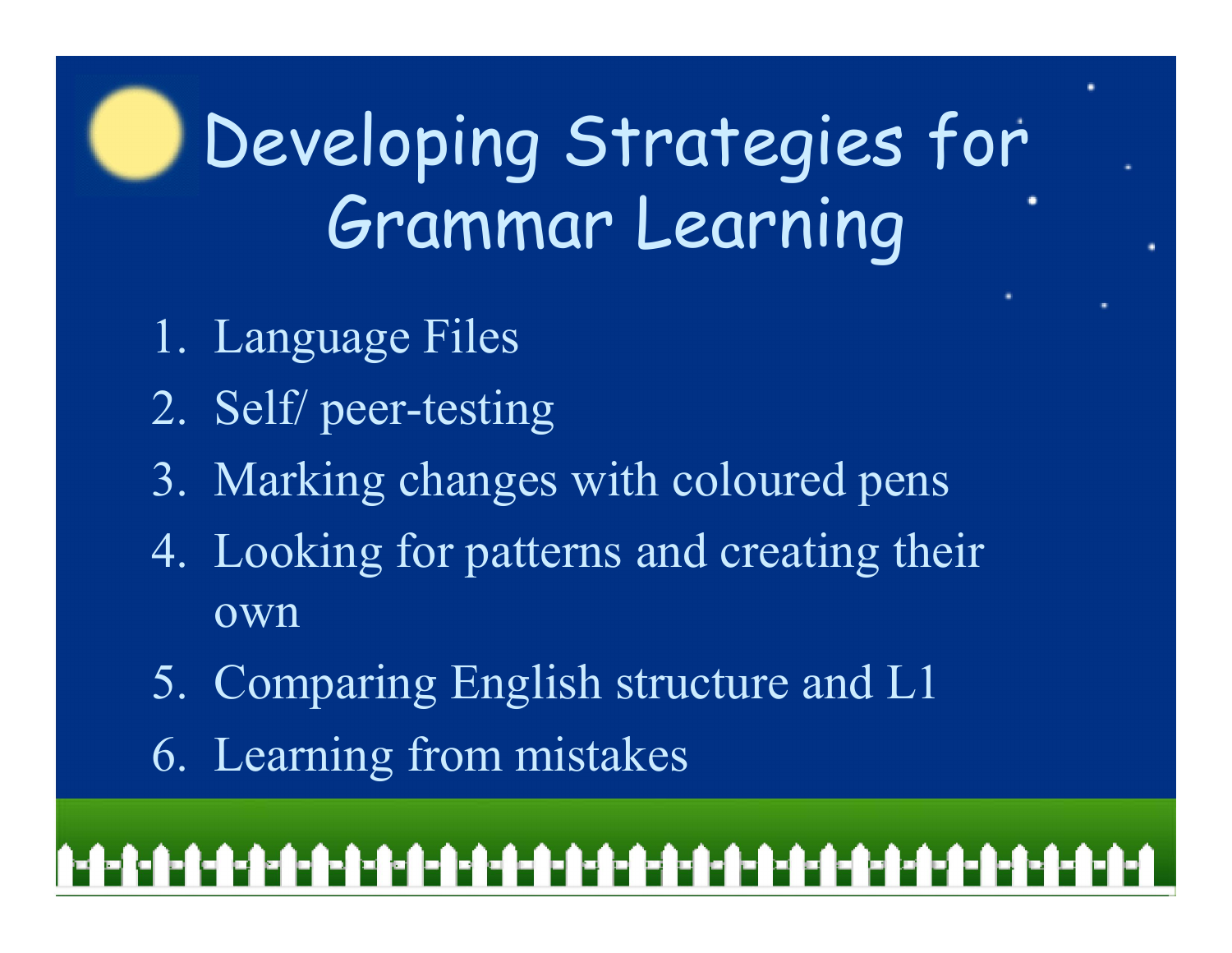# Developing Strategies for Grammar Learning

1. Language Files
2. Self/ peer-testing
3. Marking changes with coloured pens
4. Looking for patterns and creating their own
5. Comparing English structure and L1
6. Learning from mistakes